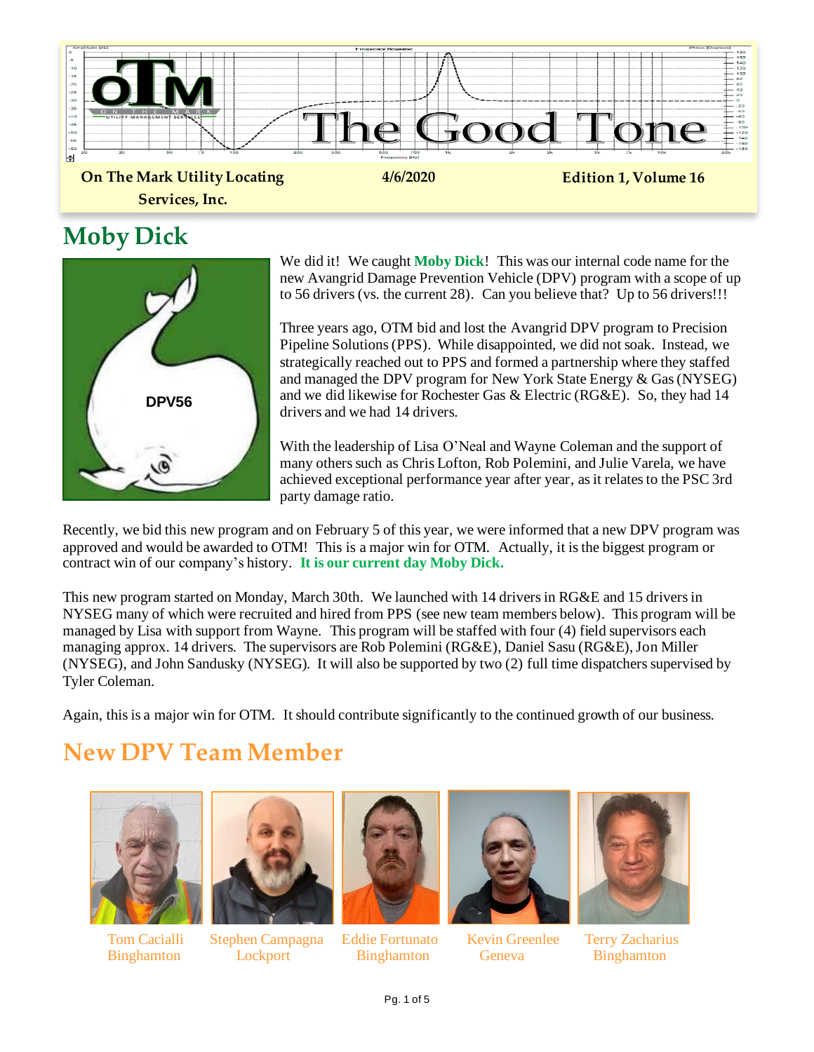# The Good Tone

**On The Mark Utility Locating Services, Inc.** | **4/6/2020** | **Edition 1, Volume 16**

## Moby Dick

DPV56

We did it! We caught **Moby Dick**! This was our internal code name for the new Avangrid Damage Prevention Vehicle (DPV) program with a scope of up to 56 drivers (vs. the current 28). Can you believe that? Up to 56 drivers!!!

Three years ago, OTM bid and lost the Avangrid DPV program to Precision Pipeline Solutions (PPS). While disappointed, we did not soak. Instead, we strategically reached out to PPS and formed a partnership where they staffed and managed the DPV program for New York State Energy & Gas (NYSEG) and we did likewise for Rochester Gas & Electric (RG&E). So, they had 14 drivers and we had 14 drivers.

With the leadership of Lisa O'Neal and Wayne Coleman and the support of many others such as Chris Lofton, Rob Polemini, and Julie Varela, we have achieved exceptional performance year after year, as it relates to the PSC 3rd party damage ratio.

Recently, we bid this new program and on February 5 of this year, we were informed that a new DPV program was approved and would be awarded to OTM! This is a major win for OTM. Actually, it is the biggest program or contract win of our company's history. **It is our current day Moby Dick.**

This new program started on Monday, March 30th. We launched with 14 drivers in RG&E and 15 drivers in NYSEG many of which were recruited and hired from PPS (see new team members below). This program will be managed by Lisa with support from Wayne. This program will be staffed with four (4) field supervisors each managing approx. 14 drivers. The supervisors are Rob Polemini (RG&E), Daniel Sasu (RG&E), Jon Miller (NYSEG), and John Sandusky (NYSEG). It will also be supported by two (2) full time dispatchers supervised by Tyler Coleman.

Again, this is a major win for OTM. It should contribute significantly to the continued growth of our business.

## New DPV Team Member

Tom Cacialli
Binghamton

Stephen Campagna
Lockport

Eddie Fortunato
Binghamton

Kevin Greenlee
Geneva

Terry Zacharius
Binghamton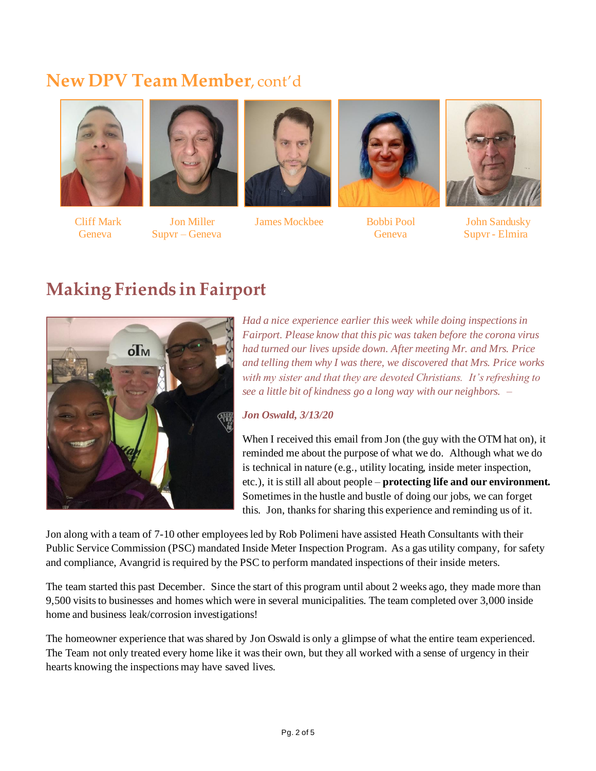## New DPV Team Member, cont'd

Cliff Mark
Geneva

Jon Miller
Supvr – Geneva

James Mockbee

Bobbi Pool
Geneva

John Sandusky
Supvr - Elmira

## Making Friends in Fairport

*Had a nice experience earlier this week while doing inspections in Fairport. Please know that this pic was taken before the corona virus had turned our lives upside down. After meeting Mr. and Mrs. Price and telling them why I was there, we discovered that Mrs. Price works with my sister and that they are devoted Christians. It's refreshing to see a little bit of kindness go a long way with our neighbors. –*

***Jon Oswald, 3/13/20***

When I received this email from Jon (the guy with the OTM hat on), it reminded me about the purpose of what we do. Although what we do is technical in nature (e.g., utility locating, inside meter inspection, etc.), it is still all about people – **protecting life and our environment.** Sometimes in the hustle and bustle of doing our jobs, we can forget this. Jon, thanks for sharing this experience and reminding us of it.

Jon along with a team of 7-10 other employees led by Rob Polimeni have assisted Heath Consultants with their Public Service Commission (PSC) mandated Inside Meter Inspection Program. As a gas utility company, for safety and compliance, Avangrid is required by the PSC to perform mandated inspections of their inside meters.

The team started this past December. Since the start of this program until about 2 weeks ago, they made more than 9,500 visits to businesses and homes which were in several municipalities. The team completed over 3,000 inside home and business leak/corrosion investigations!

The homeowner experience that was shared by Jon Oswald is only a glimpse of what the entire team experienced. The Team not only treated every home like it was their own, but they all worked with a sense of urgency in their hearts knowing the inspections may have saved lives.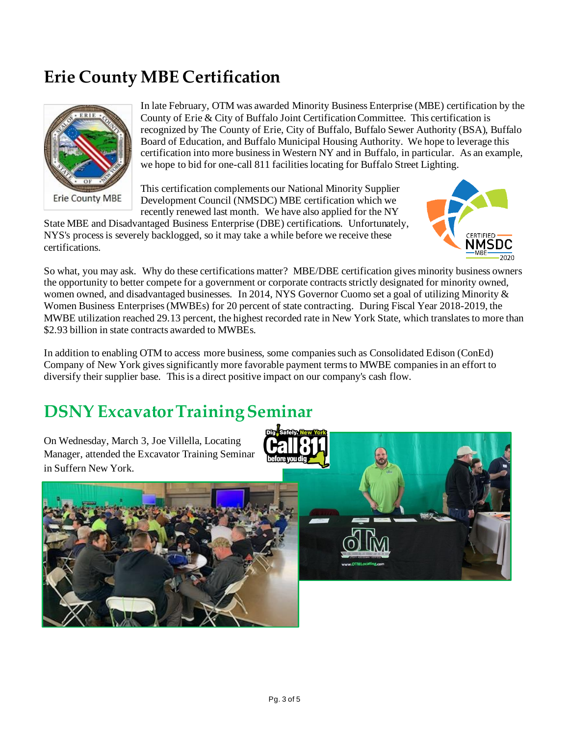## Erie County MBE Certification

In late February, OTM was awarded Minority Business Enterprise (MBE) certification by the County of Erie & City of Buffalo Joint Certification Committee. This certification is recognized by The County of Erie, City of Buffalo, Buffalo Sewer Authority (BSA), Buffalo Board of Education, and Buffalo Municipal Housing Authority. We hope to leverage this certification into more business in Western NY and in Buffalo, in particular. As an example, we hope to bid for one-call 811 facilities locating for Buffalo Street Lighting.

This certification complements our National Minority Supplier Development Council (NMSDC) MBE certification which we recently renewed last month. We have also applied for the NY State MBE and Disadvantaged Business Enterprise (DBE) certifications. Unfortunately, NYS's process is severely backlogged, so it may take a while before we receive these certifications.

So what, you may ask. Why do these certifications matter? MBE/DBE certification gives minority business owners the opportunity to better compete for a government or corporate contracts strictly designated for minority owned, women owned, and disadvantaged businesses. In 2014, NYS Governor Cuomo set a goal of utilizing Minority & Women Business Enterprises (MWBEs) for 20 percent of state contracting. During Fiscal Year 2018-2019, the MWBE utilization reached 29.13 percent, the highest recorded rate in New York State, which translates to more than $2.93 billion in state contracts awarded to MWBEs.

In addition to enabling OTM to access more business, some companies such as Consolidated Edison (ConEd) Company of New York gives significantly more favorable payment terms to MWBE companies in an effort to diversify their supplier base. This is a direct positive impact on our company's cash flow.

## DSNY Excavator Training Seminar

On Wednesday, March 3, Joe Villella, Locating Manager, attended the Excavator Training Seminar in Suffern New York.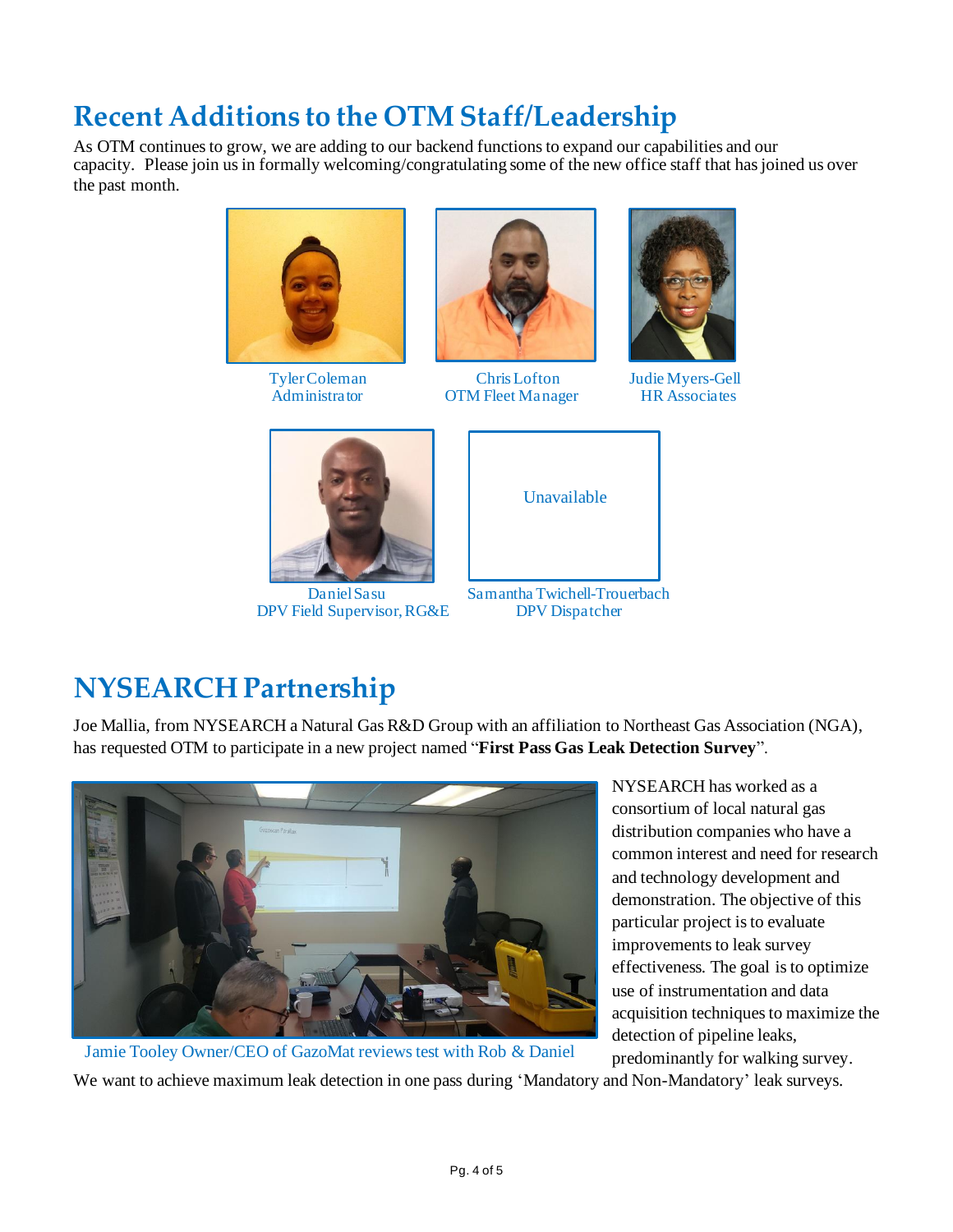# Recent Additions to the OTM Staff/Leadership

As OTM continues to grow, we are adding to our backend functions to expand our capabilities and our capacity. Please join us in formally welcoming/congratulating some of the new office staff that has joined us over the past month.

Tyler Coleman
Administrator

Chris Lofton
OTM Fleet Manager

Judie Myers-Gell
HR Associates

Daniel Sasu
DPV Field Supervisor, RG&E

Unavailable

Samantha Twichell-Trouerbach
DPV Dispatcher

# NYSEARCH Partnership

Joe Mallia, from NYSEARCH a Natural Gas R&D Group with an affiliation to Northeast Gas Association (NGA), has requested OTM to participate in a new project named "**First Pass Gas Leak Detection Survey**".

Jamie Tooley Owner/CEO of GazoMat reviews test with Rob & Daniel

NYSEARCH has worked as a consortium of local natural gas distribution companies who have a common interest and need for research and technology development and demonstration. The objective of this particular project is to evaluate improvements to leak survey effectiveness. The goal is to optimize use of instrumentation and data acquisition techniques to maximize the detection of pipeline leaks, predominantly for walking survey. We want to achieve maximum leak detection in one pass during 'Mandatory and Non-Mandatory' leak surveys.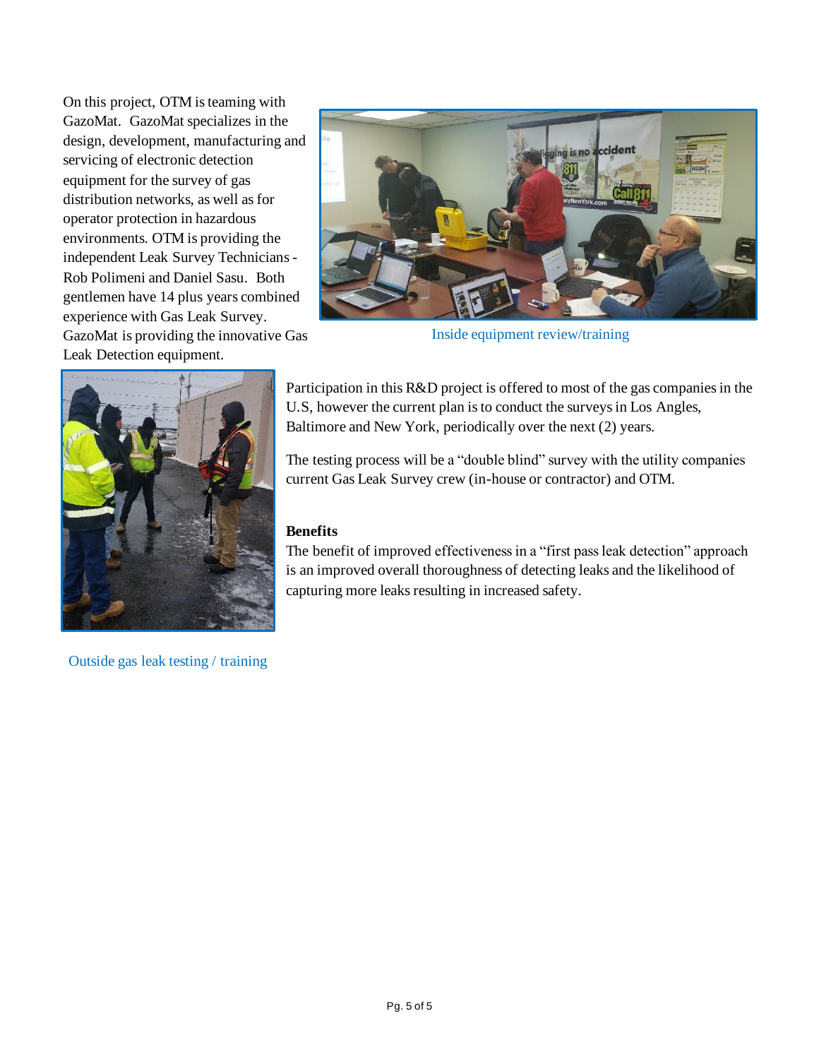On this project, OTM is teaming with GazoMat. GazoMat specializes in the design, development, manufacturing and servicing of electronic detection equipment for the survey of gas distribution networks, as well as for operator protection in hazardous environments. OTM is providing the independent Leak Survey Technicians - Rob Polimeni and Daniel Sasu. Both gentlemen have 14 plus years combined experience with Gas Leak Survey. GazoMat is providing the innovative Gas Leak Detection equipment.

Inside equipment review/training

Participation in this R&D project is offered to most of the gas companies in the U.S, however the current plan is to conduct the surveys in Los Angles, Baltimore and New York, periodically over the next (2) years.

The testing process will be a “double blind” survey with the utility companies current Gas Leak Survey crew (in-house or contractor) and OTM.

**Benefits**

The benefit of improved effectiveness in a “first pass leak detection” approach is an improved overall thoroughness of detecting leaks and the likelihood of capturing more leaks resulting in increased safety.

Outside gas leak testing / training